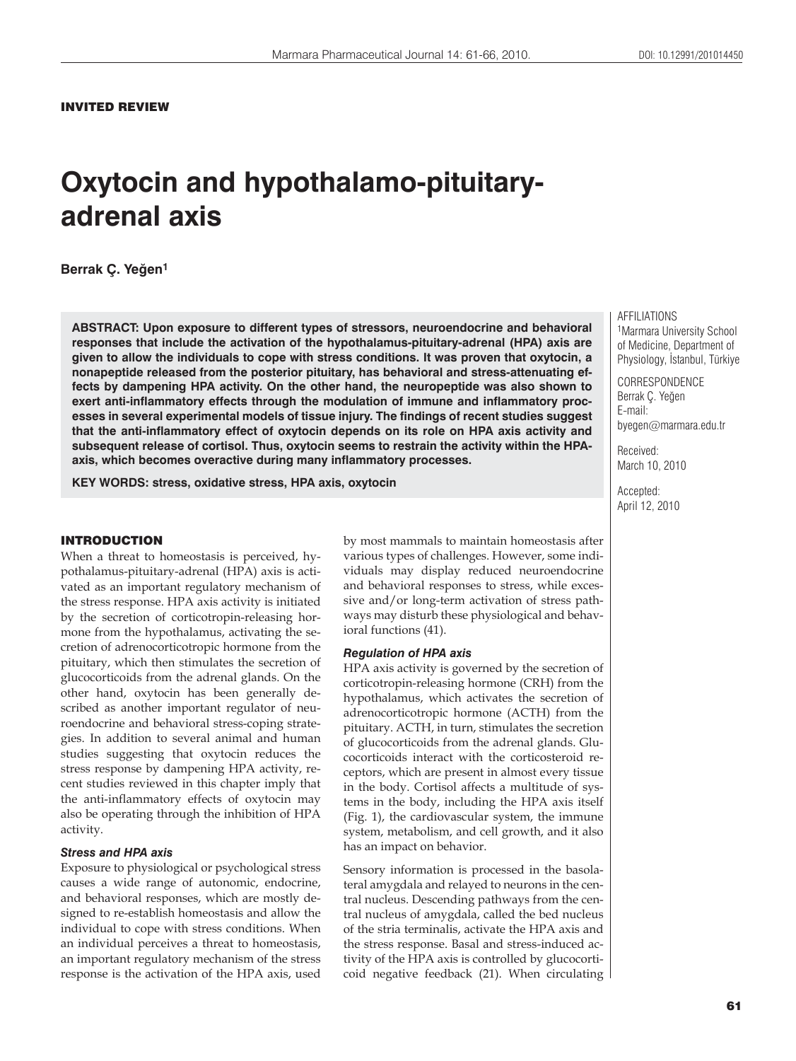**INVITED REVIEW**

# Oxytocin and hypothalamo-pituitary-adrenal axis

**Berrak Ç. Yeğen[1]**

**ABSTRACT: Upon exposure to different types of stressors, neuroendocrine and behavioral responses that include the activation of the hypothalamus-pituitary-adrenal (HPA) axis are given to allow the individuals to cope with stress conditions. It was proven that oxytocin, a nonapeptide released from the posterior pituitary, has behavioral and stress-attenuating effects by dampening HPA activity. On the other hand, the neuropeptide was also shown to exert anti-inflammatory effects through the modulation of immune and inflammatory processes in several experimental models of tissue injury. The findings of recent studies suggest that the anti-inflammatory effect of oxytocin depends on its role on HPA axis activity and subsequent release of cortisol. Thus, oxytocin seems to restrain the activity within the HPA-axis, which becomes overactive during many inflammatory processes.**

**KEY WORDS: stress, oxidative stress, HPA axis, oxytocin**

AFFILIATIONS
[1]Marmara University School of Medicine, Department of Physiology, İstanbul, Türkiye

CORRESPONDENCE
Berrak Ç. Yeğen
E-mail:
byegen@marmara.edu.tr

Received:
March 10, 2010

Accepted:
April 12, 2010

## INTRODUCTION

When a threat to homeostasis is perceived, hypothalamus-pituitary-adrenal (HPA) axis is activated as an important regulatory mechanism of the stress response. HPA axis activity is initiated by the secretion of corticotropin-releasing hormone from the hypothalamus, activating the secretion of adrenocorticotropic hormone from the pituitary, which then stimulates the secretion of glucocorticoids from the adrenal glands. On the other hand, oxytocin has been generally described as another important regulator of neuroendocrine and behavioral stress-coping strategies. In addition to several animal and human studies suggesting that oxytocin reduces the stress response by dampening HPA activity, recent studies reviewed in this chapter imply that the anti-inflammatory effects of oxytocin may also be operating through the inhibition of HPA activity.

### *Stress and HPA axis*

Exposure to physiological or psychological stress causes a wide range of autonomic, endocrine, and behavioral responses, which are mostly designed to re-establish homeostasis and allow the individual to cope with stress conditions. When an individual perceives a threat to homeostasis, an important regulatory mechanism of the stress response is the activation of the HPA axis, used by most mammals to maintain homeostasis after various types of challenges. However, some individuals may display reduced neuroendocrine and behavioral responses to stress, while excessive and/or long-term activation of stress pathways may disturb these physiological and behavioral functions (41).

### *Regulation of HPA axis*

HPA axis activity is governed by the secretion of corticotropin-releasing hormone (CRH) from the hypothalamus, which activates the secretion of adrenocorticotropic hormone (ACTH) from the pituitary. ACTH, in turn, stimulates the secretion of glucocorticoids from the adrenal glands. Glucocorticoids interact with the corticosteroid receptors, which are present in almost every tissue in the body. Cortisol affects a multitude of systems in the body, including the HPA axis itself (Fig. 1), the cardiovascular system, the immune system, metabolism, and cell growth, and it also has an impact on behavior.

Sensory information is processed in the basolateral amygdala and relayed to neurons in the central nucleus. Descending pathways from the central nucleus of amygdala, called the bed nucleus of the stria terminalis, activate the HPA axis and the stress response. Basal and stress-induced activity of the HPA axis is controlled by glucocorticoid negative feedback (21). When circulating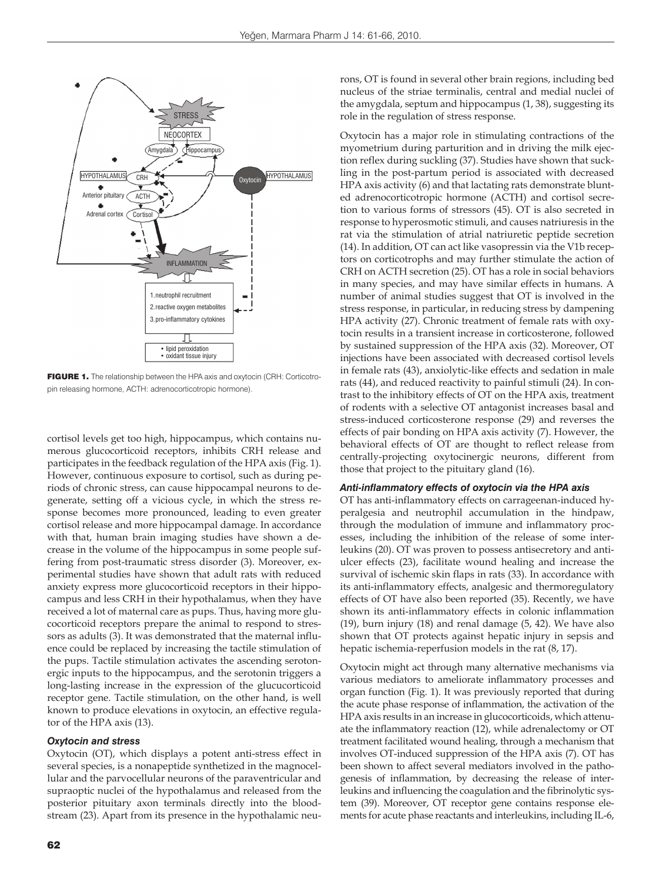FIGURE 1. The relationship between the HPA axis and oxytocin (CRH: Corticotropin releasing hormone, ACTH: adrenocorticotropic hormone).

cortisol levels get too high, hippocampus, which contains numerous glucocorticoid receptors, inhibits CRH release and participates in the feedback regulation of the HPA axis (Fig. 1). However, continuous exposure to cortisol, such as during periods of chronic stress, can cause hippocampal neurons to degenerate, setting off a vicious cycle, in which the stress response becomes more pronounced, leading to even greater cortisol release and more hippocampal damage. In accordance with that, human brain imaging studies have shown a decrease in the volume of the hippocampus in some people suffering from post-traumatic stress disorder (3). Moreover, experimental studies have shown that adult rats with reduced anxiety express more glucocorticoid receptors in their hippocampus and less CRH in their hypothalamus, when they have received a lot of maternal care as pups. Thus, having more glucocorticoid receptors prepare the animal to respond to stressors as adults (3). It was demonstrated that the maternal influence could be replaced by increasing the tactile stimulation of the pups. Tactile stimulation activates the ascending serotonergic inputs to the hippocampus, and the serotonin triggers a long-lasting increase in the expression of the glucucorticoid receptor gene. Tactile stimulation, on the other hand, is well known to produce elevations in oxytocin, an effective regulator of the HPA axis (13).

### *Oxytocin and stress*

Oxytocin (OT), which displays a potent anti-stress effect in several species, is a nonapeptide synthetized in the magnocellular and the parvocellular neurons of the paraventricular and supraoptic nuclei of the hypothalamus and released from the posterior pituitary axon terminals directly into the bloodstream (23). Apart from its presence in the hypothalamic neurons, OT is found in several other brain regions, including bed nucleus of the striae terminalis, central and medial nuclei of the amygdala, septum and hippocampus (1, 38), suggesting its role in the regulation of stress response.

Oxytocin has a major role in stimulating contractions of the myometrium during parturition and in driving the milk ejection reflex during suckling (37). Studies have shown that suckling in the post-partum period is associated with decreased HPA axis activity (6) and that lactating rats demonstrate blunted adrenocorticotropic hormone (ACTH) and cortisol secretion to various forms of stressors (45). OT is also secreted in response to hyperosmotic stimuli, and causes natriuresis in the rat via the stimulation of atrial natriuretic peptide secretion (14). In addition, OT can act like vasopressin via the V1b receptors on corticotrophs and may further stimulate the action of CRH on ACTH secretion (25). OT has a role in social behaviors in many species, and may have similar effects in humans. A number of animal studies suggest that OT is involved in the stress response, in particular, in reducing stress by dampening HPA activity (27). Chronic treatment of female rats with oxytocin results in a transient increase in corticosterone, followed by sustained suppression of the HPA axis (32). Moreover, OT injections have been associated with decreased cortisol levels in female rats (43), anxiolytic-like effects and sedation in male rats (44), and reduced reactivity to painful stimuli (24). In contrast to the inhibitory effects of OT on the HPA axis, treatment of rodents with a selective OT antagonist increases basal and stress-induced corticosterone response (29) and reverses the effects of pair bonding on HPA axis activity (7). However, the behavioral effects of OT are thought to reflect release from centrally-projecting oxytocinergic neurons, different from those that project to the pituitary gland (16).

### *Anti-inflammatory effects of oxytocin via the HPA axis*

OT has anti-inflammatory effects on carrageenan-induced hyperalgesia and neutrophil accumulation in the hindpaw, through the modulation of immune and inflammatory processes, including the inhibition of the release of some interleukins (20). OT was proven to possess antisecretory and antiulcer effects (23), facilitate wound healing and increase the survival of ischemic skin flaps in rats (33). In accordance with its anti-inflammatory effects, analgesic and thermoregulatory effects of OT have also been reported (35). Recently, we have shown its anti-inflammatory effects in colonic inflammation (19), burn injury (18) and renal damage (5, 42). We have also shown that OT protects against hepatic injury in sepsis and hepatic ischemia-reperfusion models in the rat (8, 17).

Oxytocin might act through many alternative mechanisms via various mediators to ameliorate inflammatory processes and organ function (Fig. 1). It was previously reported that during the acute phase response of inflammation, the activation of the HPA axis results in an increase in glucocorticoids, which attenuate the inflammatory reaction (12), while adrenalectomy or OT treatment facilitated wound healing, through a mechanism that involves OT-induced suppression of the HPA axis (7). OT has been shown to affect several mediators involved in the pathogenesis of inflammation, by decreasing the release of interleukins and influencing the coagulation and the fibrinolytic system (39). Moreover, OT receptor gene contains response elements for acute phase reactants and interleukins, including IL-6,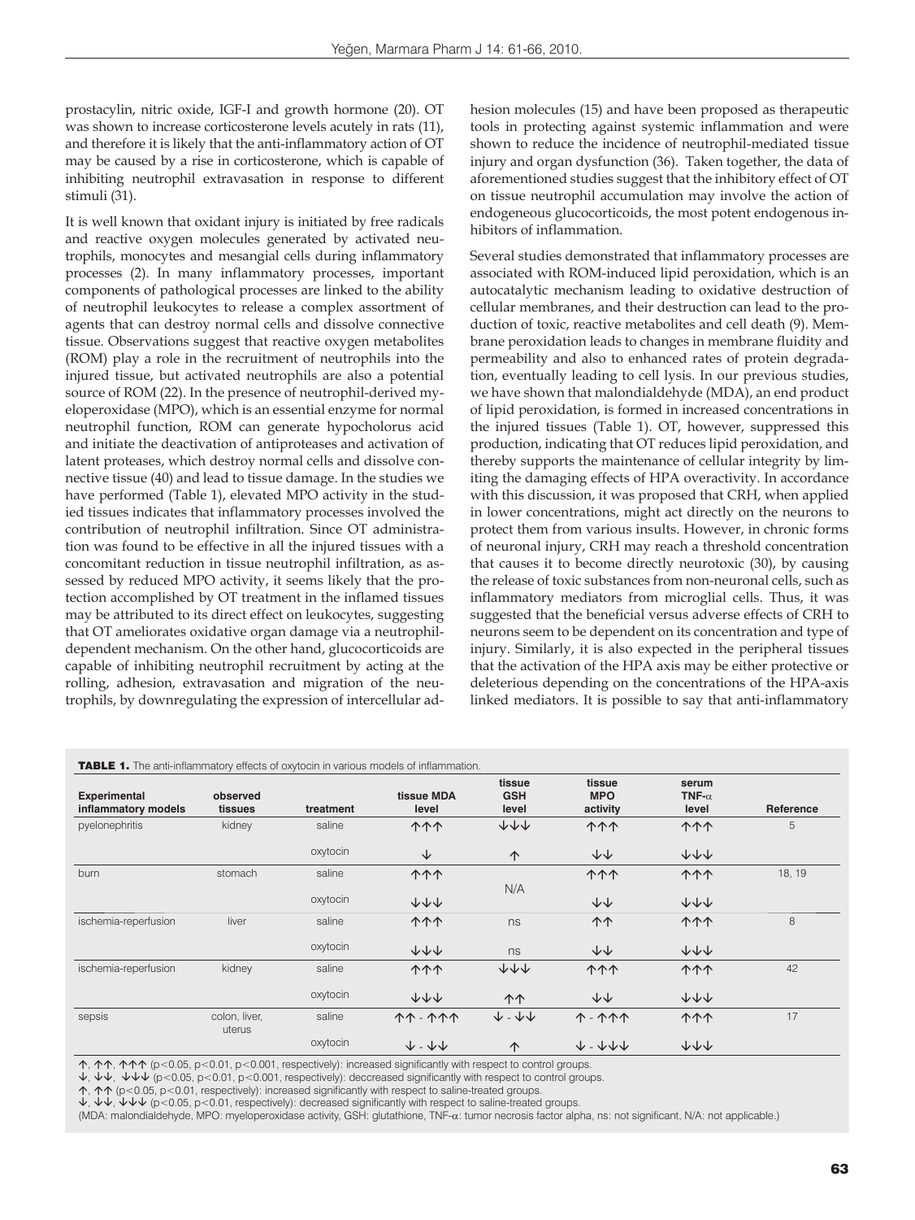prostacylin, nitric oxide, IGF-I and growth hormone (20). OT was shown to increase corticosterone levels acutely in rats (11), and therefore it is likely that the anti-inflammatory action of OT may be caused by a rise in corticosterone, which is capable of inhibiting neutrophil extravasation in response to different stimuli (31).

It is well known that oxidant injury is initiated by free radicals and reactive oxygen molecules generated by activated neutrophils, monocytes and mesangial cells during inflammatory processes (2). In many inflammatory processes, important components of pathological processes are linked to the ability of neutrophil leukocytes to release a complex assortment of agents that can destroy normal cells and dissolve connective tissue. Observations suggest that reactive oxygen metabolites (ROM) play a role in the recruitment of neutrophils into the injured tissue, but activated neutrophils are also a potential source of ROM (22). In the presence of neutrophil-derived myeloperoxidase (MPO), which is an essential enzyme for normal neutrophil function, ROM can generate hypocholorus acid and initiate the deactivation of antiproteases and activation of latent proteases, which destroy normal cells and dissolve connective tissue (40) and lead to tissue damage. In the studies we have performed (Table 1), elevated MPO activity in the studied tissues indicates that inflammatory processes involved the contribution of neutrophil infiltration. Since OT administration was found to be effective in all the injured tissues with a concomitant reduction in tissue neutrophil infiltration, as assessed by reduced MPO activity, it seems likely that the protection accomplished by OT treatment in the inflamed tissues may be attributed to its direct effect on leukocytes, suggesting that OT ameliorates oxidative organ damage via a neutrophil-dependent mechanism. On the other hand, glucocorticoids are capable of inhibiting neutrophil recruitment by acting at the rolling, adhesion, extravasation and migration of the neutrophils, by downregulating the expression of intercellular adhesion molecules (15) and have been proposed as therapeutic tools in protecting against systemic inflammation and were shown to reduce the incidence of neutrophil-mediated tissue injury and organ dysfunction (36). Taken together, the data of aforementioned studies suggest that the inhibitory effect of OT on tissue neutrophil accumulation may involve the action of endogeneous glucocorticoids, the most potent endogenous inhibitors of inflammation.

Several studies demonstrated that inflammatory processes are associated with ROM-induced lipid peroxidation, which is an autocatalytic mechanism leading to oxidative destruction of cellular membranes, and their destruction can lead to the production of toxic, reactive metabolites and cell death (9). Membrane peroxidation leads to changes in membrane fluidity and permeability and also to enhanced rates of protein degradation, eventually leading to cell lysis. In our previous studies, we have shown that malondialdehyde (MDA), an end product of lipid peroxidation, is formed in increased concentrations in the injured tissues (Table 1). OT, however, suppressed this production, indicating that OT reduces lipid peroxidation, and thereby supports the maintenance of cellular integrity by limiting the damaging effects of HPA overactivity. In accordance with this discussion, it was proposed that CRH, when applied in lower concentrations, might act directly on the neurons to protect them from various insults. However, in chronic forms of neuronal injury, CRH may reach a threshold concentration that causes it to become directly neurotoxic (30), by causing the release of toxic substances from non-neuronal cells, such as inflammatory mediators from microglial cells. Thus, it was suggested that the beneficial versus adverse effects of CRH to neurons seem to be dependent on its concentration and type of injury. Similarly, it is also expected in the peripheral tissues that the activation of the HPA axis may be either protective or deleterious depending on the concentrations of the HPA-axis linked mediators. It is possible to say that anti-inflammatory

**TABLE 1.** The anti-inflammatory effects of oxytocin in various models of inflammation.

| Experimental inflammatory models | observed tissues | treatment | tissue MDA level | tissue GSH level | tissue MPO activity | serum TNF-α level | Reference |
|---|---|---|---|---|---|---|---|
| pyelonephritis | kidney | saline | ↑↑↑ | ↓↓↓ | ↑↑↑ | ↑↑↑ | 5 |
| | | oxytocin | ↓ | ↑ | ↓↓ | ↓↓↓ | |
| burn | stomach | saline | ↑↑↑ | N/A | ↑↑↑ | ↑↑↑ | 18, 19 |
| | | oxytocin | ↓↓↓ | | ↓↓ | ↓↓↓ | |
| ischemia-reperfusion | liver | saline | ↑↑↑ | ns | ↑↑ | ↑↑↑ | 8 |
| | | oxytocin | ↓↓↓ | ns | ↓↓ | ↓↓↓ | |
| ischemia-reperfusion | kidney | saline | ↑↑↑ | ↓↓↓ | ↑↑↑ | ↑↑↑ | 42 |
| | | oxytocin | ↓↓↓ | ↑↑ | ↓↓ | ↓↓↓ | |
| sepsis | colon, liver, uterus | saline | ↑↑ - ↑↑↑ | ↓ - ↓↓ | ↑ - ↑↑↑ | ↑↑↑ | 17 |
| | | oxytocin | ↓ - ↓↓ | ↑ | ↓ - ↓↓↓ | ↓↓↓ | |

↑, ↑↑, ↑↑↑ ($p<0.05$, $p<0.01$, $p<0.001$, respectively): increased significantly with respect to control groups.
↓, ↓↓, ↓↓↓ ($p<0.05$, $p<0.01$, $p<0.001$, respectively): deccreased significantly with respect to control groups.
↑, ↑↑ ($p<0.05$, $p<0.01$, respectively): increased significantly with respect to saline-treated groups.
↓, ↓↓, ↓↓↓ ($p<0.05$, $p<0.01$, respectively): decreased significantly with respect to saline-treated groups.
(MDA: malondialdehyde, MPO: myeloperoxidase activity, GSH: glutathione, TNF-α: tumor necrosis factor alpha, ns: not significant, N/A: not applicable.)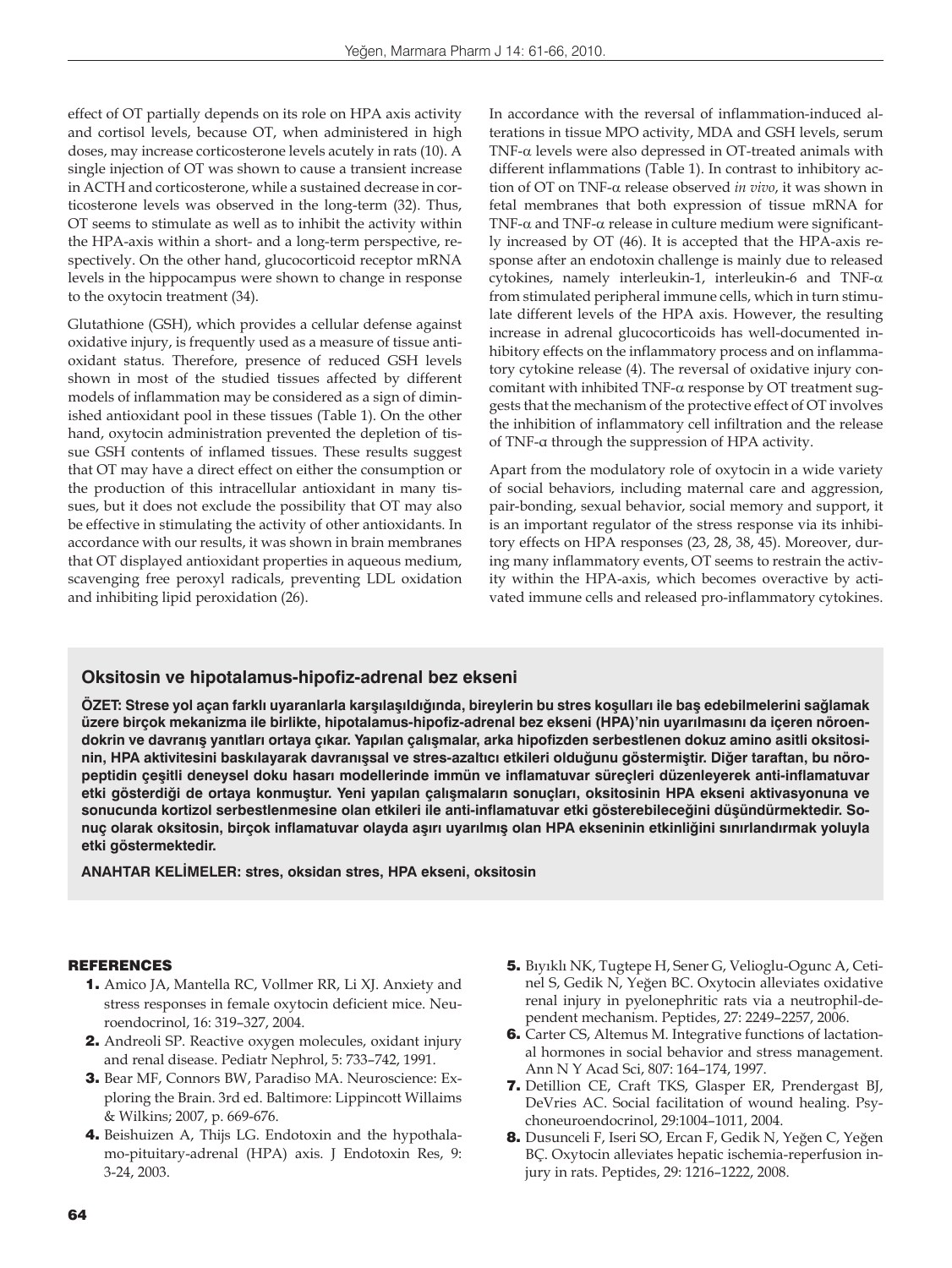effect of OT partially depends on its role on HPA axis activity and cortisol levels, because OT, when administered in high doses, may increase corticosterone levels acutely in rats (10). A single injection of OT was shown to cause a transient increase in ACTH and corticosterone, while a sustained decrease in corticosterone levels was observed in the long-term (32). Thus, OT seems to stimulate as well as to inhibit the activity within the HPA-axis within a short- and a long-term perspective, respectively. On the other hand, glucocorticoid receptor mRNA levels in the hippocampus were shown to change in response to the oxytocin treatment (34).

Glutathione (GSH), which provides a cellular defense against oxidative injury, is frequently used as a measure of tissue antioxidant status. Therefore, presence of reduced GSH levels shown in most of the studied tissues affected by different models of inflammation may be considered as a sign of diminished antioxidant pool in these tissues (Table 1). On the other hand, oxytocin administration prevented the depletion of tissue GSH contents of inflamed tissues. These results suggest that OT may have a direct effect on either the consumption or the production of this intracellular antioxidant in many tissues, but it does not exclude the possibility that OT may also be effective in stimulating the activity of other antioxidants. In accordance with our results, it was shown in brain membranes that OT displayed antioxidant properties in aqueous medium, scavenging free peroxyl radicals, preventing LDL oxidation and inhibiting lipid peroxidation (26).

In accordance with the reversal of inflammation-induced alterations in tissue MPO activity, MDA and GSH levels, serum TNF-α levels were also depressed in OT-treated animals with different inflammations (Table 1). In contrast to inhibitory action of OT on TNF-α release observed *in vivo*, it was shown in fetal membranes that both expression of tissue mRNA for TNF-α and TNF-α release in culture medium were significantly increased by OT (46). It is accepted that the HPA-axis response after an endotoxin challenge is mainly due to released cytokines, namely interleukin-1, interleukin-6 and TNF-α from stimulated peripheral immune cells, which in turn stimulate different levels of the HPA axis. However, the resulting increase in adrenal glucocorticoids has well-documented inhibitory effects on the inflammatory process and on inflammatory cytokine release (4). The reversal of oxidative injury concomitant with inhibited TNF-α response by OT treatment suggests that the mechanism of the protective effect of OT involves the inhibition of inflammatory cell infiltration and the release of TNF-α through the suppression of HPA activity.

Apart from the modulatory role of oxytocin in a wide variety of social behaviors, including maternal care and aggression, pair-bonding, sexual behavior, social memory and support, it is an important regulator of the stress response via its inhibitory effects on HPA responses (23, 28, 38, 45). Moreover, during many inflammatory events, OT seems to restrain the activity within the HPA-axis, which becomes overactive by activated immune cells and released pro-inflammatory cytokines.

## Oksitosin ve hipotalamus-hipofiz-adrenal bez ekseni

**ÖZET: Strese yol açan farklı uyaranlarla karşılaşıldığında, bireylerin bu stres koşulları ile baş edebilmelerini sağlamak üzere birçok mekanizma ile birlikte, hipotalamus-hipofiz-adrenal bez ekseni (HPA)'nin uyarılmasını da içeren nöroendokrin ve davranış yanıtları ortaya çıkar. Yapılan çalışmalar, arka hipofizden serbestlenen dokuz amino asitli oksitosinin, HPA aktivitesini baskılayarak davranışsal ve stres-azaltıcı etkileri olduğunu göstermiştir. Diğer taraftan, bu nöropeptidin çeşitli deneysel doku hasarı modellerinde immün ve inflamatuvar süreçleri düzenleyerek anti-inflamatuvar etki gösterdiği de ortaya konmuştur. Yeni yapılan çalışmaların sonuçları, oksitosinin HPA ekseni aktivasyonuna ve sonucunda kortizol serbestlenmesine olan etkileri ile anti-inflamatuvar etki gösterebileceğini düşündürmektedir. Sonuç olarak oksitosin, birçok inflamatuvar olayda aşırı uyarılmış olan HPA ekseninin etkinliğini sınırlandırmak yoluyla etki göstermektedir.**

**ANAHTAR KELİMELER: stres, oksidan stres, HPA ekseni, oksitosin**

## REFERENCES

1. Amico JA, Mantella RC, Vollmer RR, Li XJ. Anxiety and stress responses in female oxytocin deficient mice. Neuroendocrinol, 16: 319–327, 2004.
2. Andreoli SP. Reactive oxygen molecules, oxidant injury and renal disease. Pediatr Nephrol, 5: 733–742, 1991.
3. Bear MF, Connors BW, Paradiso MA. Neuroscience: Exploring the Brain. 3rd ed. Baltimore: Lippincott Willaims & Wilkins; 2007, p. 669-676.
4. Beishuizen A, Thijs LG. Endotoxin and the hypothalamo-pituitary-adrenal (HPA) axis. J Endotoxin Res, 9: 3-24, 2003.
5. Bıyıklı NK, Tugtepe H, Sener G, Velioglu-Ogunc A, Cetinel S, Gedik N, Yeğen BC. Oxytocin alleviates oxidative renal injury in pyelonephritic rats via a neutrophil-dependent mechanism. Peptides, 27: 2249–2257, 2006.
6. Carter CS, Altemus M. Integrative functions of lactational hormones in social behavior and stress management. Ann N Y Acad Sci, 807: 164–174, 1997.
7. Detillion CE, Craft TKS, Glasper ER, Prendergast BJ, DeVries AC. Social facilitation of wound healing. Psychoneuroendocrinol, 29:1004–1011, 2004.
8. Dusunceli F, Iseri SO, Ercan F, Gedik N, Yeğen C, Yeğen BÇ. Oxytocin alleviates hepatic ischemia-reperfusion injury in rats. Peptides, 29: 1216–1222, 2008.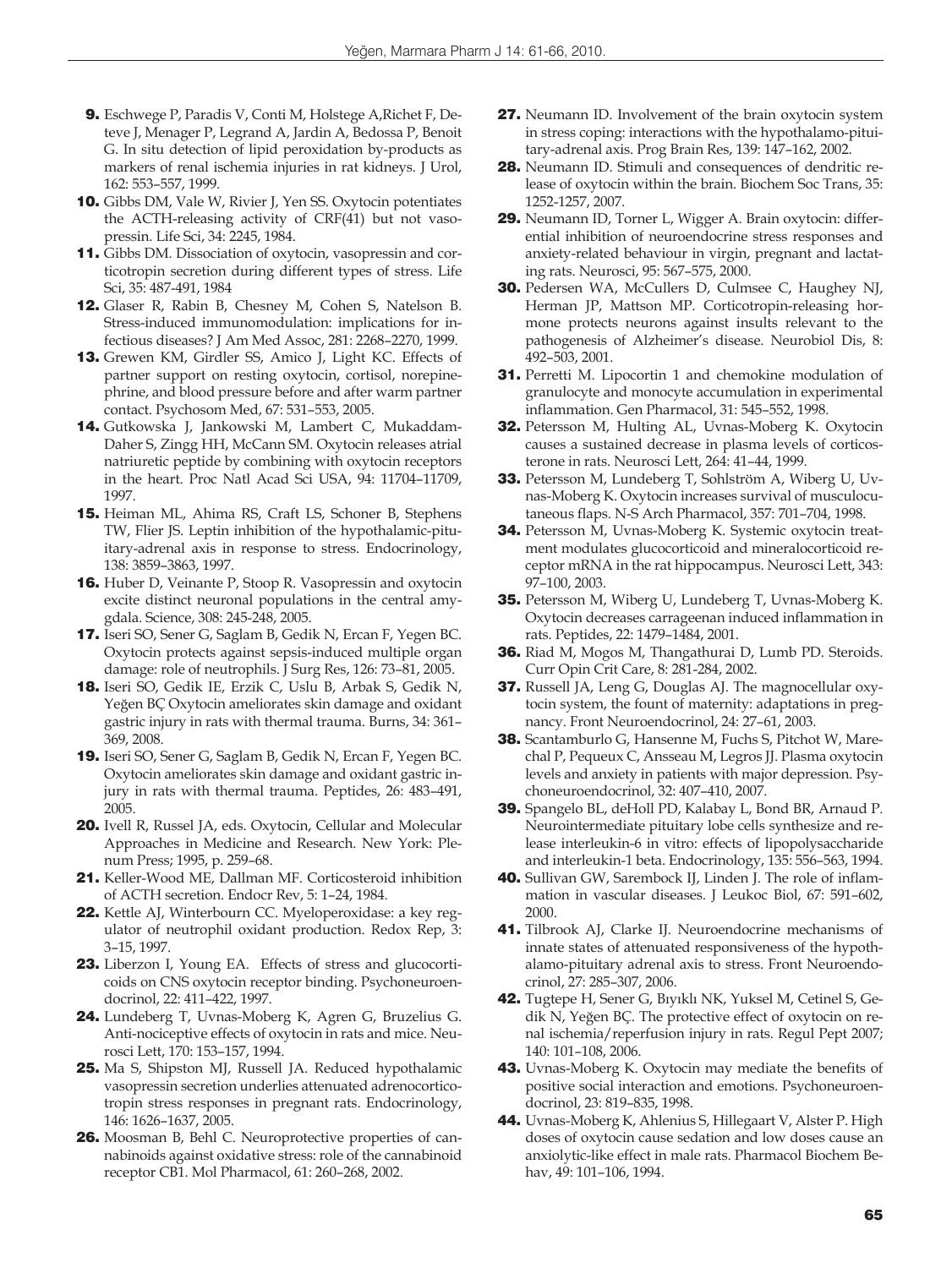9. Eschwege P, Paradis V, Conti M, Holstege A,Richet F, Deteve J, Menager P, Legrand A, Jardin A, Bedossa P, Benoit G. In situ detection of lipid peroxidation by-products as markers of renal ischemia injuries in rat kidneys. J Urol, 162: 553–557, 1999.
10. Gibbs DM, Vale W, Rivier J, Yen SS. Oxytocin potentiates the ACTH-releasing activity of CRF(41) but not vasopressin. Life Sci, 34: 2245, 1984.
11. Gibbs DM. Dissociation of oxytocin, vasopressin and corticotropin secretion during different types of stress. Life Sci, 35: 487-491, 1984
12. Glaser R, Rabin B, Chesney M, Cohen S, Natelson B. Stress-induced immunomodulation: implications for infectious diseases? J Am Med Assoc, 281: 2268–2270, 1999.
13. Grewen KM, Girdler SS, Amico J, Light KC. Effects of partner support on resting oxytocin, cortisol, norepinephrine, and blood pressure before and after warm partner contact. Psychosom Med, 67: 531–553, 2005.
14. Gutkowska J, Jankowski M, Lambert C, Mukaddam-Daher S, Zingg HH, McCann SM. Oxytocin releases atrial natriuretic peptide by combining with oxytocin receptors in the heart. Proc Natl Acad Sci USA, 94: 11704–11709, 1997.
15. Heiman ML, Ahima RS, Craft LS, Schoner B, Stephens TW, Flier JS. Leptin inhibition of the hypothalamic-pituitary-adrenal axis in response to stress. Endocrinology, 138: 3859–3863, 1997.
16. Huber D, Veinante P, Stoop R. Vasopressin and oxytocin excite distinct neuronal populations in the central amygdala. Science, 308: 245-248, 2005.
17. Iseri SO, Sener G, Saglam B, Gedik N, Ercan F, Yegen BC. Oxytocin protects against sepsis-induced multiple organ damage: role of neutrophils. J Surg Res, 126: 73–81, 2005.
18. Iseri SO, Gedik IE, Erzik C, Uslu B, Arbak S, Gedik N, Yeğen BÇ Oxytocin ameliorates skin damage and oxidant gastric injury in rats with thermal trauma. Burns, 34: 361–369, 2008.
19. Iseri SO, Sener G, Saglam B, Gedik N, Ercan F, Yegen BC. Oxytocin ameliorates skin damage and oxidant gastric injury in rats with thermal trauma. Peptides, 26: 483–491, 2005.
20. Ivell R, Russel JA, eds. Oxytocin, Cellular and Molecular Approaches in Medicine and Research. New York: Plenum Press; 1995, p. 259–68.
21. Keller-Wood ME, Dallman MF. Corticosteroid inhibition of ACTH secretion. Endocr Rev, 5: 1–24, 1984.
22. Kettle AJ, Winterbourn CC. Myeloperoxidase: a key regulator of neutrophil oxidant production. Redox Rep, 3: 3–15, 1997.
23. Liberzon I, Young EA. Effects of stress and glucocorticoids on CNS oxytocin receptor binding. Psychoneuroendocrinol, 22: 411–422, 1997.
24. Lundeberg T, Uvnas-Moberg K, Agren G, Bruzelius G. Anti-nociceptive effects of oxytocin in rats and mice. Neurosci Lett, 170: 153–157, 1994.
25. Ma S, Shipston MJ, Russell JA. Reduced hypothalamic vasopressin secretion underlies attenuated adrenocorticotropin stress responses in pregnant rats. Endocrinology, 146: 1626–1637, 2005.
26. Moosman B, Behl C. Neuroprotective properties of cannabinoids against oxidative stress: role of the cannabinoid receptor CB1. Mol Pharmacol, 61: 260–268, 2002.
27. Neumann ID. Involvement of the brain oxytocin system in stress coping: interactions with the hypothalamo-pituitary-adrenal axis. Prog Brain Res, 139: 147–162, 2002.
28. Neumann ID. Stimuli and consequences of dendritic release of oxytocin within the brain. Biochem Soc Trans, 35: 1252-1257, 2007.
29. Neumann ID, Torner L, Wigger A. Brain oxytocin: differential inhibition of neuroendocrine stress responses and anxiety-related behaviour in virgin, pregnant and lactating rats. Neurosci, 95: 567–575, 2000.
30. Pedersen WA, McCullers D, Culmsee C, Haughey NJ, Herman JP, Mattson MP. Corticotropin-releasing hormone protects neurons against insults relevant to the pathogenesis of Alzheimer's disease. Neurobiol Dis, 8: 492–503, 2001.
31. Perretti M. Lipocortin 1 and chemokine modulation of granulocyte and monocyte accumulation in experimental inflammation. Gen Pharmacol, 31: 545–552, 1998.
32. Petersson M, Hulting AL, Uvnas-Moberg K. Oxytocin causes a sustained decrease in plasma levels of corticosterone in rats. Neurosci Lett, 264: 41–44, 1999.
33. Petersson M, Lundeberg T, Sohlström A, Wiberg U, Uvnas-Moberg K. Oxytocin increases survival of musculocutaneous flaps. N-S Arch Pharmacol, 357: 701–704, 1998.
34. Petersson M, Uvnas-Moberg K. Systemic oxytocin treatment modulates glucocorticoid and mineralocorticoid receptor mRNA in the rat hippocampus. Neurosci Lett, 343: 97–100, 2003.
35. Petersson M, Wiberg U, Lundeberg T, Uvnas-Moberg K. Oxytocin decreases carrageenan induced inflammation in rats. Peptides, 22: 1479–1484, 2001.
36. Riad M, Mogos M, Thangathurai D, Lumb PD. Steroids. Curr Opin Crit Care, 8: 281-284, 2002.
37. Russell JA, Leng G, Douglas AJ. The magnocellular oxytocin system, the fount of maternity: adaptations in pregnancy. Front Neuroendocrinol, 24: 27–61, 2003.
38. Scantamburlo G, Hansenne M, Fuchs S, Pitchot W, Marechal P, Pequeux C, Ansseau M, Legros JJ. Plasma oxytocin levels and anxiety in patients with major depression. Psychoneuroendocrinol, 32: 407–410, 2007.
39. Spangelo BL, deHoll PD, Kalabay L, Bond BR, Arnaud P. Neurointermediate pituitary lobe cells synthesize and release interleukin-6 in vitro: effects of lipopolysaccharide and interleukin-1 beta. Endocrinology, 135: 556–563, 1994.
40. Sullivan GW, Sarembock IJ, Linden J. The role of inflammation in vascular diseases. J Leukoc Biol, 67: 591–602, 2000.
41. Tilbrook AJ, Clarke IJ. Neuroendocrine mechanisms of innate states of attenuated responsiveness of the hypothalamo-pituitary adrenal axis to stress. Front Neuroendocrinol, 27: 285–307, 2006.
42. Tugtepe H, Sener G, Bıyıklı NK, Yuksel M, Cetinel S, Gedik N, Yeğen BÇ. The protective effect of oxytocin on renal ischemia/reperfusion injury in rats. Regul Pept 2007; 140: 101–108, 2006.
43. Uvnas-Moberg K. Oxytocin may mediate the benefits of positive social interaction and emotions. Psychoneuroendocrinol, 23: 819–835, 1998.
44. Uvnas-Moberg K, Ahlenius S, Hillegaart V, Alster P. High doses of oxytocin cause sedation and low doses cause an anxiolytic-like effect in male rats. Pharmacol Biochem Behav, 49: 101–106, 1994.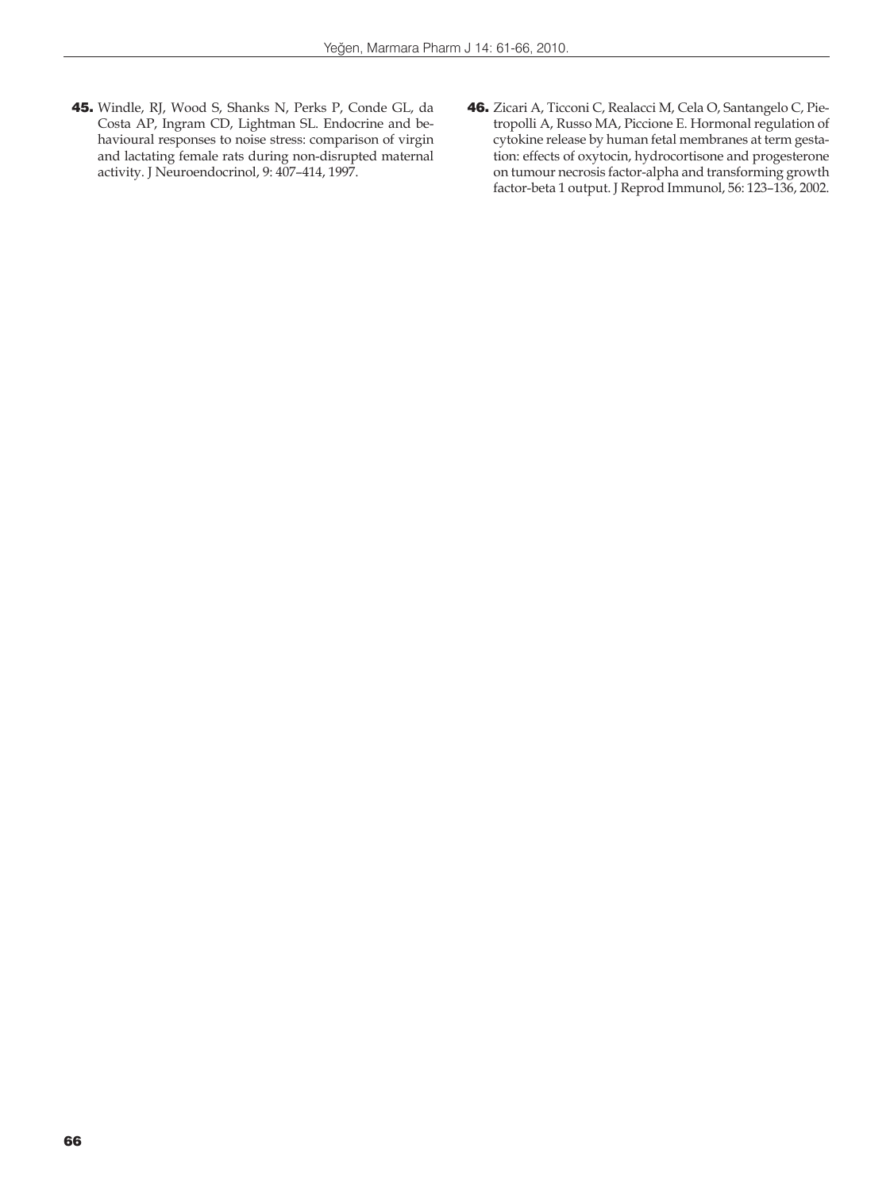45. Windle, RJ, Wood S, Shanks N, Perks P, Conde GL, da Costa AP, Ingram CD, Lightman SL. Endocrine and behavioural responses to noise stress: comparison of virgin and lactating female rats during non-disrupted maternal activity. J Neuroendocrinol, 9: 407–414, 1997.

46. Zicari A, Ticconi C, Realacci M, Cela O, Santangelo C, Pietropolli A, Russo MA, Piccione E. Hormonal regulation of cytokine release by human fetal membranes at term gestation: effects of oxytocin, hydrocortisone and progesterone on tumour necrosis factor-alpha and transforming growth factor-beta 1 output. J Reprod Immunol, 56: 123–136, 2002.